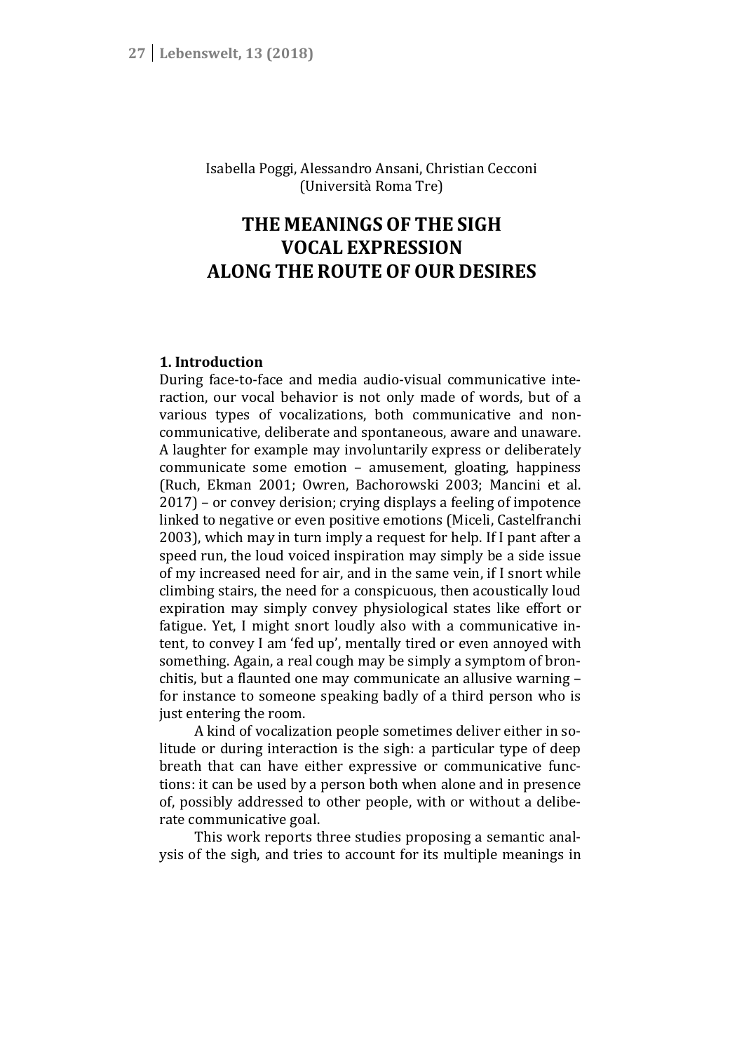Isabella Poggi, Alessandro Ansani, Christian Cecconi
(Università Roma Tre)

# THE MEANINGS OF THE SIGH VOCAL EXPRESSION ALONG THE ROUTE OF OUR DESIRES

## 1. Introduction

During face-to-face and media audio-visual communicative interaction, our vocal behavior is not only made of words, but of a various types of vocalizations, both communicative and non-communicative, deliberate and spontaneous, aware and unaware. A laughter for example may involuntarily express or deliberately communicate some emotion – amusement, gloating, happiness (Ruch, Ekman 2001; Owren, Bachorowski 2003; Mancini et al. 2017) – or convey derision; crying displays a feeling of impotence linked to negative or even positive emotions (Miceli, Castelfranchi 2003), which may in turn imply a request for help. If I pant after a speed run, the loud voiced inspiration may simply be a side issue of my increased need for air, and in the same vein, if I snort while climbing stairs, the need for a conspicuous, then acoustically loud expiration may simply convey physiological states like effort or fatigue. Yet, I might snort loudly also with a communicative intent, to convey I am 'fed up', mentally tired or even annoyed with something. Again, a real cough may be simply a symptom of bronchitis, but a flaunted one may communicate an allusive warning – for instance to someone speaking badly of a third person who is just entering the room.

A kind of vocalization people sometimes deliver either in solitude or during interaction is the sigh: a particular type of deep breath that can have either expressive or communicative functions: it can be used by a person both when alone and in presence of, possibly addressed to other people, with or without a deliberate communicative goal.

This work reports three studies proposing a semantic analysis of the sigh, and tries to account for its multiple meanings in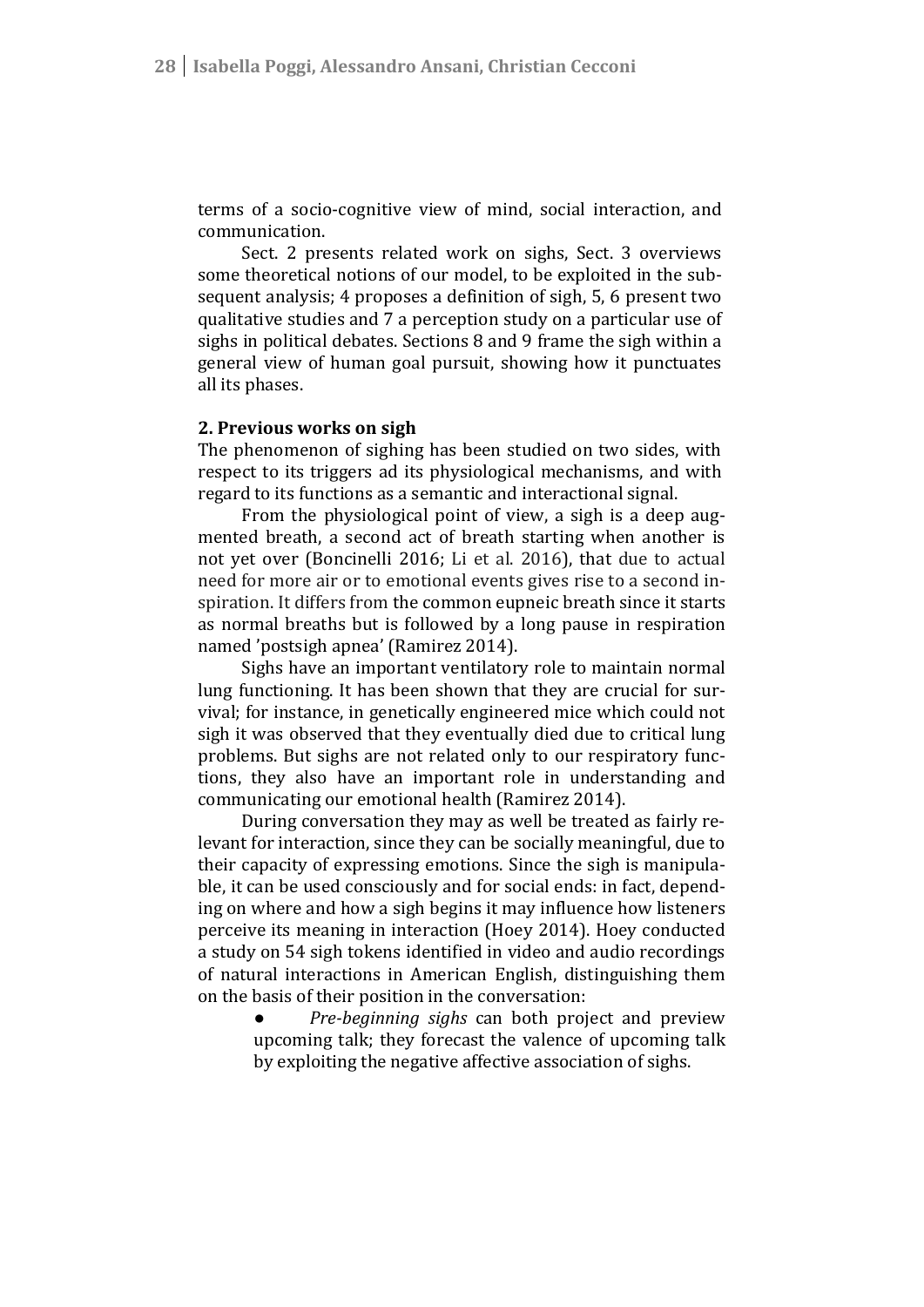terms of a socio-cognitive view of mind, social interaction, and communication.

Sect. 2 presents related work on sighs, Sect. 3 overviews some theoretical notions of our model, to be exploited in the subsequent analysis; 4 proposes a definition of sigh, 5, 6 present two qualitative studies and 7 a perception study on a particular use of sighs in political debates. Sections 8 and 9 frame the sigh within a general view of human goal pursuit, showing how it punctuates all its phases.

## 2. Previous works on sigh

The phenomenon of sighing has been studied on two sides, with respect to its triggers ad its physiological mechanisms, and with regard to its functions as a semantic and interactional signal.

From the physiological point of view, a sigh is a deep augmented breath, a second act of breath starting when another is not yet over (Boncinelli 2016; Li et al. 2016), that due to actual need for more air or to emotional events gives rise to a second inspiration. It differs from the common eupneic breath since it starts as normal breaths but is followed by a long pause in respiration named 'postsigh apnea' (Ramirez 2014).

Sighs have an important ventilatory role to maintain normal lung functioning. It has been shown that they are crucial for survival; for instance, in genetically engineered mice which could not sigh it was observed that they eventually died due to critical lung problems. But sighs are not related only to our respiratory functions, they also have an important role in understanding and communicating our emotional health (Ramirez 2014).

During conversation they may as well be treated as fairly relevant for interaction, since they can be socially meaningful, due to their capacity of expressing emotions. Since the sigh is manipulable, it can be used consciously and for social ends: in fact, depending on where and how a sigh begins it may influence how listeners perceive its meaning in interaction (Hoey 2014). Hoey conducted a study on 54 sigh tokens identified in video and audio recordings of natural interactions in American English, distinguishing them on the basis of their position in the conversation:

- *Pre-beginning sighs* can both project and preview upcoming talk; they forecast the valence of upcoming talk by exploiting the negative affective association of sighs.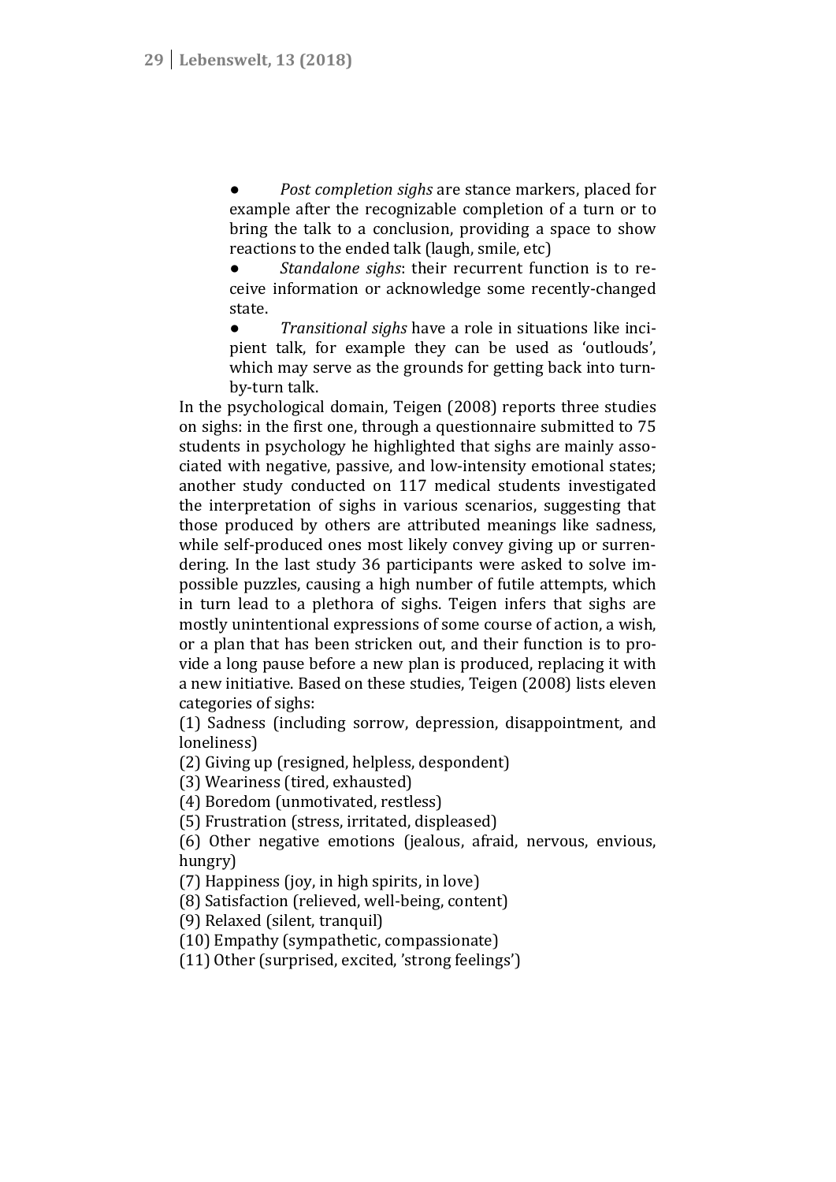- *Post completion sighs* are stance markers, placed for example after the recognizable completion of a turn or to bring the talk to a conclusion, providing a space to show reactions to the ended talk (laugh, smile, etc)
- *Standalone sighs*: their recurrent function is to receive information or acknowledge some recently-changed state.
- *Transitional sighs* have a role in situations like incipient talk, for example they can be used as 'outlouds', which may serve as the grounds for getting back into turn-by-turn talk.

In the psychological domain, Teigen (2008) reports three studies on sighs: in the first one, through a questionnaire submitted to 75 students in psychology he highlighted that sighs are mainly associated with negative, passive, and low-intensity emotional states; another study conducted on 117 medical students investigated the interpretation of sighs in various scenarios, suggesting that those produced by others are attributed meanings like sadness, while self-produced ones most likely convey giving up or surrendering. In the last study 36 participants were asked to solve impossible puzzles, causing a high number of futile attempts, which in turn lead to a plethora of sighs. Teigen infers that sighs are mostly unintentional expressions of some course of action, a wish, or a plan that has been stricken out, and their function is to provide a long pause before a new plan is produced, replacing it with a new initiative. Based on these studies, Teigen (2008) lists eleven categories of sighs:

(1) Sadness (including sorrow, depression, disappointment, and loneliness)
(2) Giving up (resigned, helpless, despondent)
(3) Weariness (tired, exhausted)
(4) Boredom (unmotivated, restless)
(5) Frustration (stress, irritated, displeased)
(6) Other negative emotions (jealous, afraid, nervous, envious, hungry)
(7) Happiness (joy, in high spirits, in love)
(8) Satisfaction (relieved, well-being, content)
(9) Relaxed (silent, tranquil)
(10) Empathy (sympathetic, compassionate)
(11) Other (surprised, excited, 'strong feelings')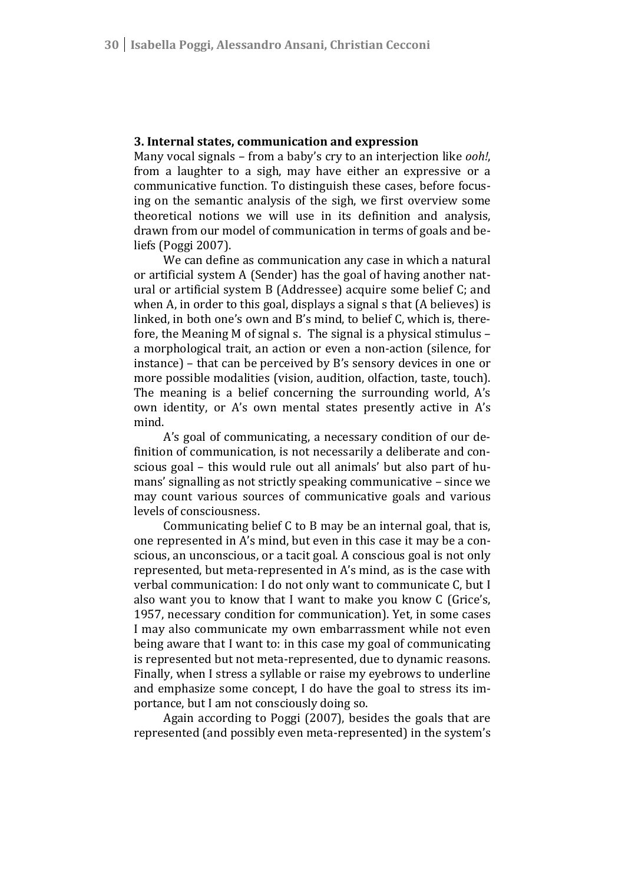### 3. Internal states, communication and expression

Many vocal signals – from a baby's cry to an interjection like *ooh!*, from a laughter to a sigh, may have either an expressive or a communicative function. To distinguish these cases, before focusing on the semantic analysis of the sigh, we first overview some theoretical notions we will use in its definition and analysis, drawn from our model of communication in terms of goals and beliefs (Poggi 2007).

We can define as communication any case in which a natural or artificial system A (Sender) has the goal of having another natural or artificial system B (Addressee) acquire some belief C; and when A, in order to this goal, displays a signal s that (A believes) is linked, in both one's own and B's mind, to belief C, which is, therefore, the Meaning M of signal s. The signal is a physical stimulus – a morphological trait, an action or even a non-action (silence, for instance) – that can be perceived by B's sensory devices in one or more possible modalities (vision, audition, olfaction, taste, touch). The meaning is a belief concerning the surrounding world, A's own identity, or A's own mental states presently active in A's mind.

A's goal of communicating, a necessary condition of our definition of communication, is not necessarily a deliberate and conscious goal – this would rule out all animals' but also part of humans' signalling as not strictly speaking communicative – since we may count various sources of communicative goals and various levels of consciousness.

Communicating belief C to B may be an internal goal, that is, one represented in A's mind, but even in this case it may be a conscious, an unconscious, or a tacit goal. A conscious goal is not only represented, but meta-represented in A's mind, as is the case with verbal communication: I do not only want to communicate C, but I also want you to know that I want to make you know C (Grice's, 1957, necessary condition for communication). Yet, in some cases I may also communicate my own embarrassment while not even being aware that I want to: in this case my goal of communicating is represented but not meta-represented, due to dynamic reasons. Finally, when I stress a syllable or raise my eyebrows to underline and emphasize some concept, I do have the goal to stress its importance, but I am not consciously doing so.

Again according to Poggi (2007), besides the goals that are represented (and possibly even meta-represented) in the system's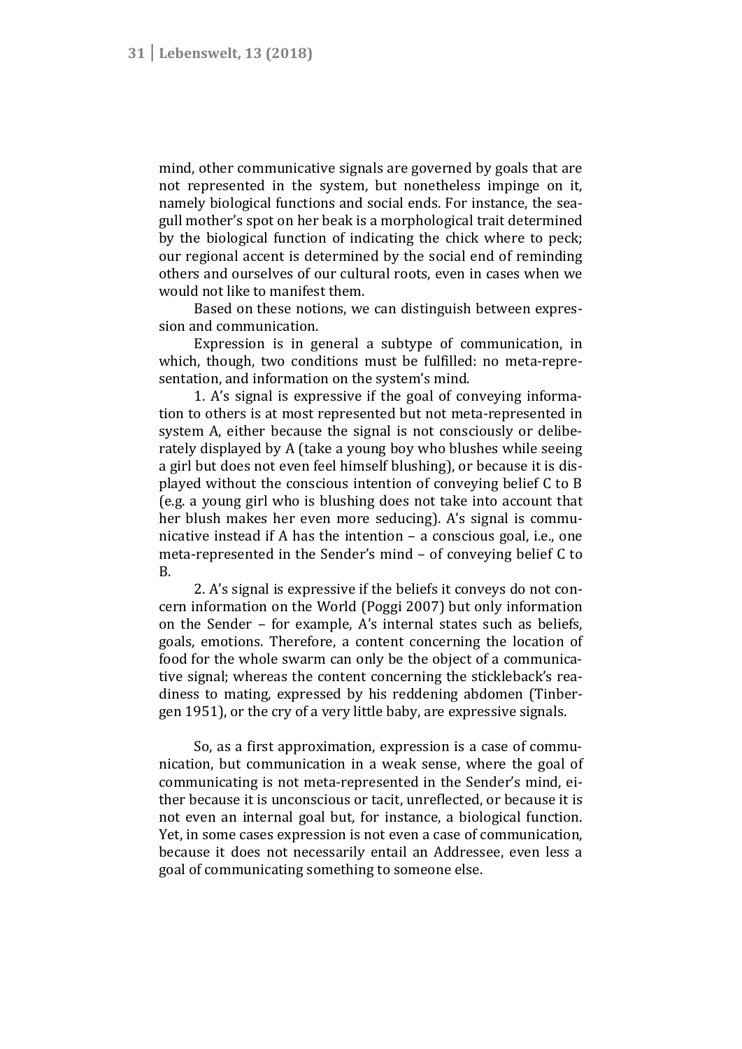mind, other communicative signals are governed by goals that are not represented in the system, but nonetheless impinge on it, namely biological functions and social ends. For instance, the seagull mother's spot on her beak is a morphological trait determined by the biological function of indicating the chick where to peck; our regional accent is determined by the social end of reminding others and ourselves of our cultural roots, even in cases when we would not like to manifest them.

Based on these notions, we can distinguish between expression and communication.

Expression is in general a subtype of communication, in which, though, two conditions must be fulfilled: no meta-representation, and information on the system's mind.

1. A's signal is expressive if the goal of conveying information to others is at most represented but not meta-represented in system A, either because the signal is not consciously or deliberately displayed by A (take a young boy who blushes while seeing a girl but does not even feel himself blushing), or because it is displayed without the conscious intention of conveying belief C to B (e.g. a young girl who is blushing does not take into account that her blush makes her even more seducing). A's signal is communicative instead if A has the intention – a conscious goal, i.e., one meta-represented in the Sender's mind – of conveying belief C to B.

2. A's signal is expressive if the beliefs it conveys do not concern information on the World (Poggi 2007) but only information on the Sender – for example, A's internal states such as beliefs, goals, emotions. Therefore, a content concerning the location of food for the whole swarm can only be the object of a communicative signal; whereas the content concerning the stickleback's readiness to mating, expressed by his reddening abdomen (Tinbergen 1951), or the cry of a very little baby, are expressive signals.

So, as a first approximation, expression is a case of communication, but communication in a weak sense, where the goal of communicating is not meta-represented in the Sender's mind, either because it is unconscious or tacit, unreflected, or because it is not even an internal goal but, for instance, a biological function. Yet, in some cases expression is not even a case of communication, because it does not necessarily entail an Addressee, even less a goal of communicating something to someone else.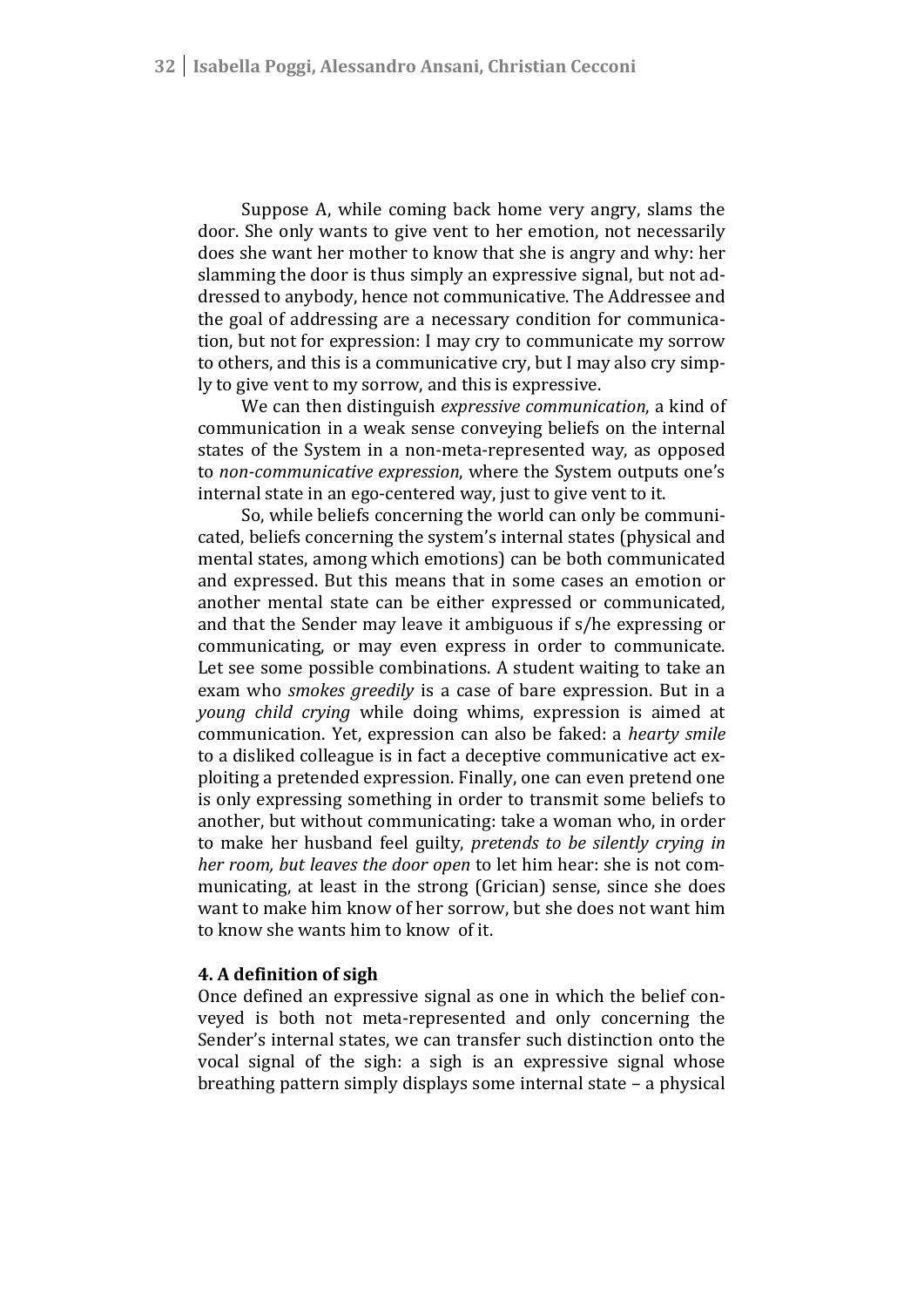Suppose A, while coming back home very angry, slams the door. She only wants to give vent to her emotion, not necessarily does she want her mother to know that she is angry and why: her slamming the door is thus simply an expressive signal, but not addressed to anybody, hence not communicative. The Addressee and the goal of addressing are a necessary condition for communication, but not for expression: I may cry to communicate my sorrow to others, and this is a communicative cry, but I may also cry simply to give vent to my sorrow, and this is expressive.

We can then distinguish *expressive communication*, a kind of communication in a weak sense conveying beliefs on the internal states of the System in a non-meta-represented way, as opposed to *non-communicative expression*, where the System outputs one's internal state in an ego-centered way, just to give vent to it.

So, while beliefs concerning the world can only be communicated, beliefs concerning the system's internal states (physical and mental states, among which emotions) can be both communicated and expressed. But this means that in some cases an emotion or another mental state can be either expressed or communicated, and that the Sender may leave it ambiguous if s/he expressing or communicating, or may even express in order to communicate. Let see some possible combinations. A student waiting to take an exam who *smokes greedily* is a case of bare expression. But in a *young child crying* while doing whims, expression is aimed at communication. Yet, expression can also be faked: a *hearty smile* to a disliked colleague is in fact a deceptive communicative act exploiting a pretended expression. Finally, one can even pretend one is only expressing something in order to transmit some beliefs to another, but without communicating: take a woman who, in order to make her husband feel guilty, *pretends to be silently crying in her room, but leaves the door open* to let him hear: she is not communicating, at least in the strong (Grician) sense, since she does want to make him know of her sorrow, but she does not want him to know she wants him to know of it.

## 4. A definition of sigh

Once defined an expressive signal as one in which the belief conveyed is both not meta-represented and only concerning the Sender's internal states, we can transfer such distinction onto the vocal signal of the sigh: a sigh is an expressive signal whose breathing pattern simply displays some internal state – a physical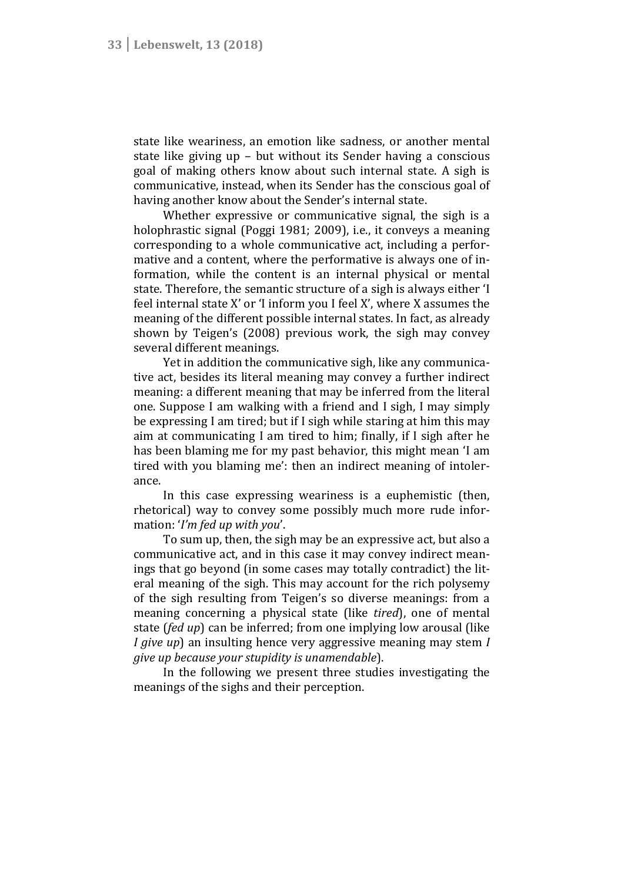state like weariness, an emotion like sadness, or another mental state like giving up – but without its Sender having a conscious goal of making others know about such internal state. A sigh is communicative, instead, when its Sender has the conscious goal of having another know about the Sender's internal state.

Whether expressive or communicative signal, the sigh is a holophrastic signal (Poggi 1981; 2009), i.e., it conveys a meaning corresponding to a whole communicative act, including a performative and a content, where the performative is always one of information, while the content is an internal physical or mental state. Therefore, the semantic structure of a sigh is always either 'I feel internal state X' or 'I inform you I feel X', where X assumes the meaning of the different possible internal states. In fact, as already shown by Teigen's (2008) previous work, the sigh may convey several different meanings.

Yet in addition the communicative sigh, like any communicative act, besides its literal meaning may convey a further indirect meaning: a different meaning that may be inferred from the literal one. Suppose I am walking with a friend and I sigh, I may simply be expressing I am tired; but if I sigh while staring at him this may aim at communicating I am tired to him; finally, if I sigh after he has been blaming me for my past behavior, this might mean 'I am tired with you blaming me': then an indirect meaning of intolerance.

In this case expressing weariness is a euphemistic (then, rhetorical) way to convey some possibly much more rude information: '*I'm fed up with you*'.

To sum up, then, the sigh may be an expressive act, but also a communicative act, and in this case it may convey indirect meanings that go beyond (in some cases may totally contradict) the literal meaning of the sigh. This may account for the rich polysemy of the sigh resulting from Teigen's so diverse meanings: from a meaning concerning a physical state (like *tired*), one of mental state (*fed up*) can be inferred; from one implying low arousal (like *I give up*) an insulting hence very aggressive meaning may stem *I give up because your stupidity is unamendable*).

In the following we present three studies investigating the meanings of the sighs and their perception.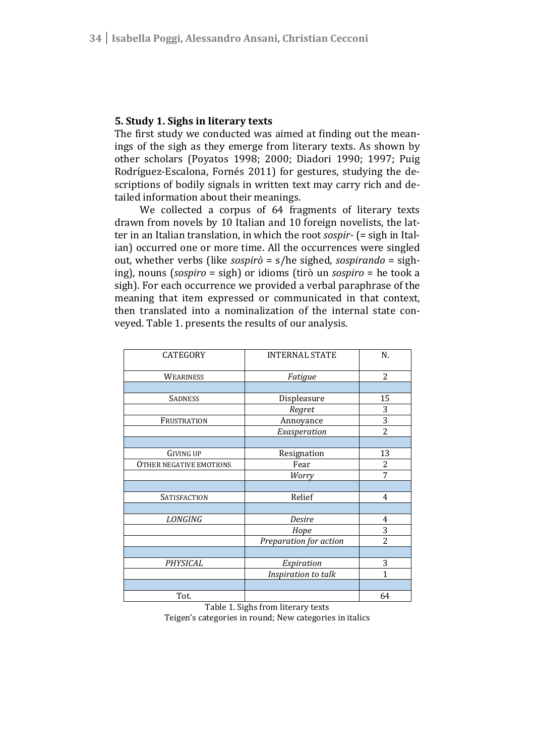## 5. Study 1. Sighs in literary texts

The first study we conducted was aimed at finding out the meanings of the sigh as they emerge from literary texts. As shown by other scholars (Poyatos 1998; 2000; Diadori 1990; 1997; Puig Rodríguez-Escalona, Fornés 2011) for gestures, studying the descriptions of bodily signals in written text may carry rich and detailed information about their meanings.

We collected a corpus of 64 fragments of literary texts drawn from novels by 10 Italian and 10 foreign novelists, the latter in an Italian translation, in which the root *sospir-* (= sigh in Italian) occurred one or more time. All the occurrences were singled out, whether verbs (like *sospirò* = s/he sighed, *sospirando* = sighing), nouns (*sospiro* = sigh) or idioms (tirò un *sospiro* = he took a sigh). For each occurrence we provided a verbal paraphrase of the meaning that item expressed or communicated in that context, then translated into a nominalization of the internal state conveyed. Table 1. presents the results of our analysis.

| CATEGORY | INTERNAL STATE | N. |
|---|---|---|
| WEARINESS | *Fatigue* | 2 |
| | | |
| SADNESS | Displeasure | 15 |
| | *Regret* | 3 |
| FRUSTRATION | Annoyance | 3 |
| | *Exasperation* | 2 |
| | | |
| GIVING UP | Resignation | 13 |
| OTHER NEGATIVE EMOTIONS | Fear | 2 |
| | *Worry* | 7 |
| | | |
| SATISFACTION | Relief | 4 |
| | | |
| *LONGING* | *Desire* | 4 |
| | *Hope* | 3 |
| | *Preparation for action* | 2 |
| | | |
| *PHYSICAL* | *Expiration* | 3 |
| | *Inspiration to talk* | 1 |
| | | |
| Tot. | | 64 |

Table 1. Sighs from literary texts
Teigen's categories in round; New categories in italics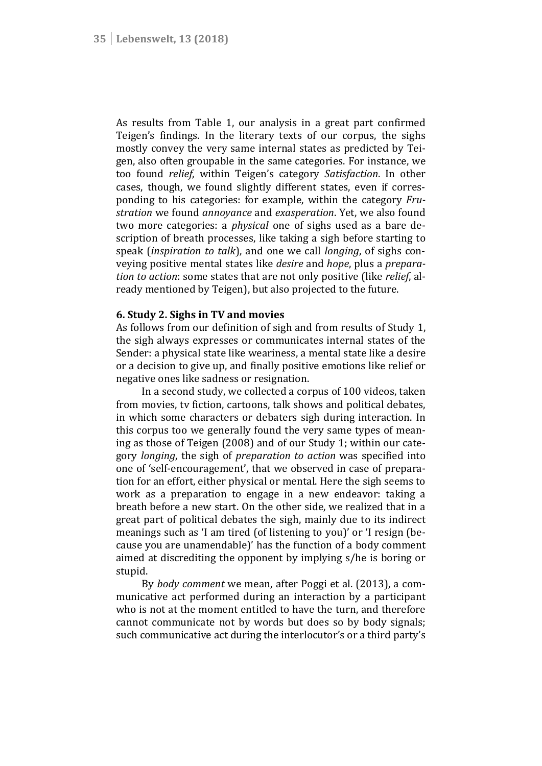As results from Table 1, our analysis in a great part confirmed Teigen's findings. In the literary texts of our corpus, the sighs mostly convey the very same internal states as predicted by Teigen, also often groupable in the same categories. For instance, we too found *relief*, within Teigen's category *Satisfaction*. In other cases, though, we found slightly different states, even if corresponding to his categories: for example, within the category *Frustration* we found *annoyance* and *exasperation*. Yet, we also found two more categories: a *physical* one of sighs used as a bare description of breath processes, like taking a sigh before starting to speak (*inspiration to talk*), and one we call *longing*, of sighs conveying positive mental states like *desire* and *hope*, plus a *preparation to action*: some states that are not only positive (like *relief*, already mentioned by Teigen), but also projected to the future.

### 6. Study 2. Sighs in TV and movies

As follows from our definition of sigh and from results of Study 1, the sigh always expresses or communicates internal states of the Sender: a physical state like weariness, a mental state like a desire or a decision to give up, and finally positive emotions like relief or negative ones like sadness or resignation.

In a second study, we collected a corpus of 100 videos, taken from movies, tv fiction, cartoons, talk shows and political debates, in which some characters or debaters sigh during interaction. In this corpus too we generally found the very same types of meaning as those of Teigen (2008) and of our Study 1; within our category *longing*, the sigh of *preparation to action* was specified into one of 'self-encouragement', that we observed in case of preparation for an effort, either physical or mental. Here the sigh seems to work as a preparation to engage in a new endeavor: taking a breath before a new start. On the other side, we realized that in a great part of political debates the sigh, mainly due to its indirect meanings such as 'I am tired (of listening to you)' or 'I resign (because you are unamendable)' has the function of a body comment aimed at discrediting the opponent by implying s/he is boring or stupid.

By *body comment* we mean, after Poggi et al. (2013), a communicative act performed during an interaction by a participant who is not at the moment entitled to have the turn, and therefore cannot communicate not by words but does so by body signals; such communicative act during the interlocutor's or a third party's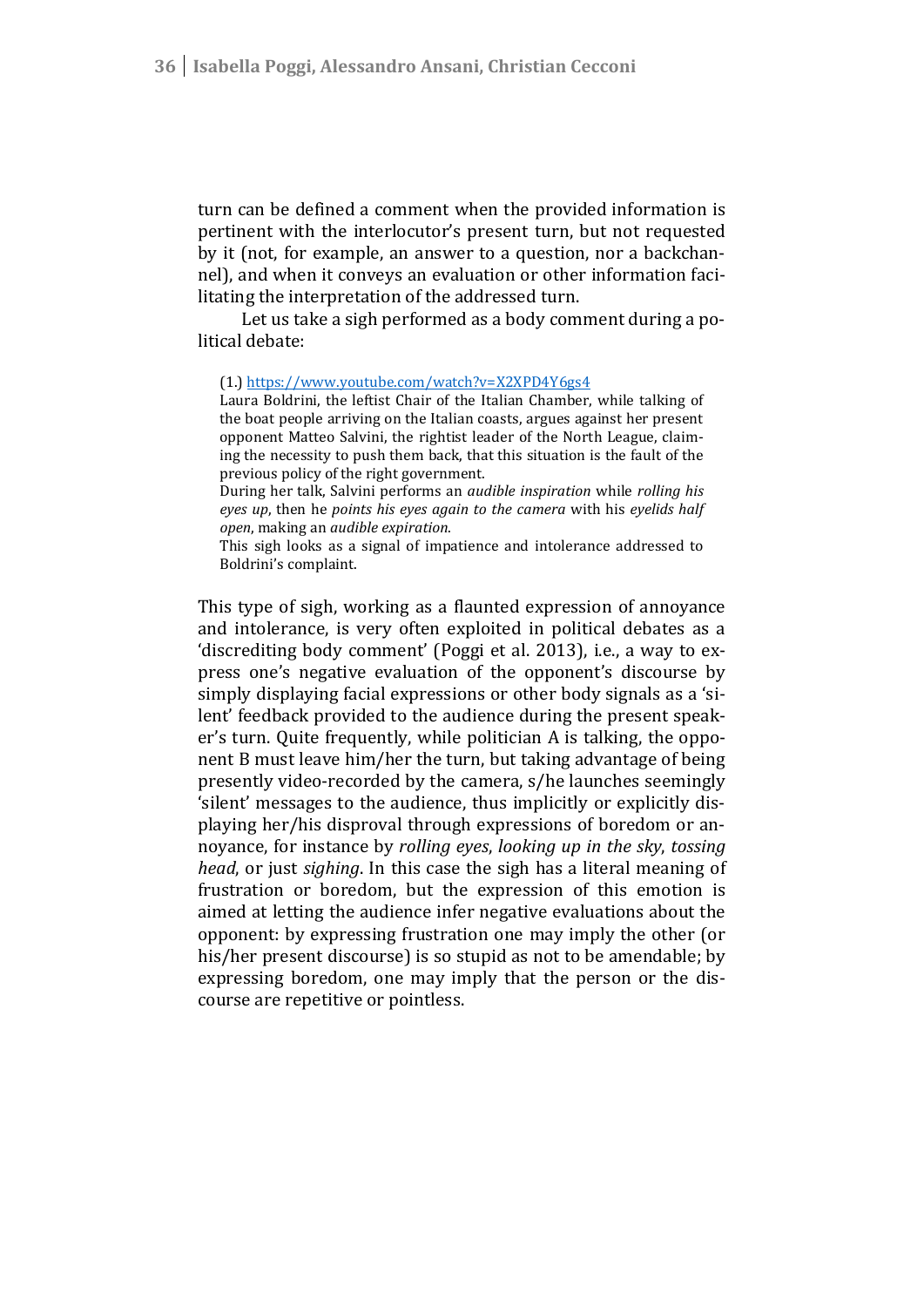turn can be defined a comment when the provided information is pertinent with the interlocutor's present turn, but not requested by it (not, for example, an answer to a question, nor a backchannel), and when it conveys an evaluation or other information facilitating the interpretation of the addressed turn.

Let us take a sigh performed as a body comment during a political debate:

> (1.) https://www.youtube.com/watch?v=X2XPD4Y6gs4
>
> Laura Boldrini, the leftist Chair of the Italian Chamber, while talking of the boat people arriving on the Italian coasts, argues against her present opponent Matteo Salvini, the rightist leader of the North League, claiming the necessity to push them back, that this situation is the fault of the previous policy of the right government.
>
> During her talk, Salvini performs an *audible inspiration* while *rolling his eyes up*, then he *points his eyes again to the camera* with his *eyelids half open*, making an *audible expiration*.
>
> This sigh looks as a signal of impatience and intolerance addressed to Boldrini's complaint.

This type of sigh, working as a flaunted expression of annoyance and intolerance, is very often exploited in political debates as a 'discrediting body comment' (Poggi et al. 2013), i.e., a way to express one's negative evaluation of the opponent's discourse by simply displaying facial expressions or other body signals as a 'silent' feedback provided to the audience during the present speaker's turn. Quite frequently, while politician A is talking, the opponent B must leave him/her the turn, but taking advantage of being presently video-recorded by the camera, s/he launches seemingly 'silent' messages to the audience, thus implicitly or explicitly displaying her/his disproval through expressions of boredom or annoyance, for instance by *rolling eyes*, *looking up in the sky*, *tossing head*, or just *sighing*. In this case the sigh has a literal meaning of frustration or boredom, but the expression of this emotion is aimed at letting the audience infer negative evaluations about the opponent: by expressing frustration one may imply the other (or his/her present discourse) is so stupid as not to be amendable; by expressing boredom, one may imply that the person or the discourse are repetitive or pointless.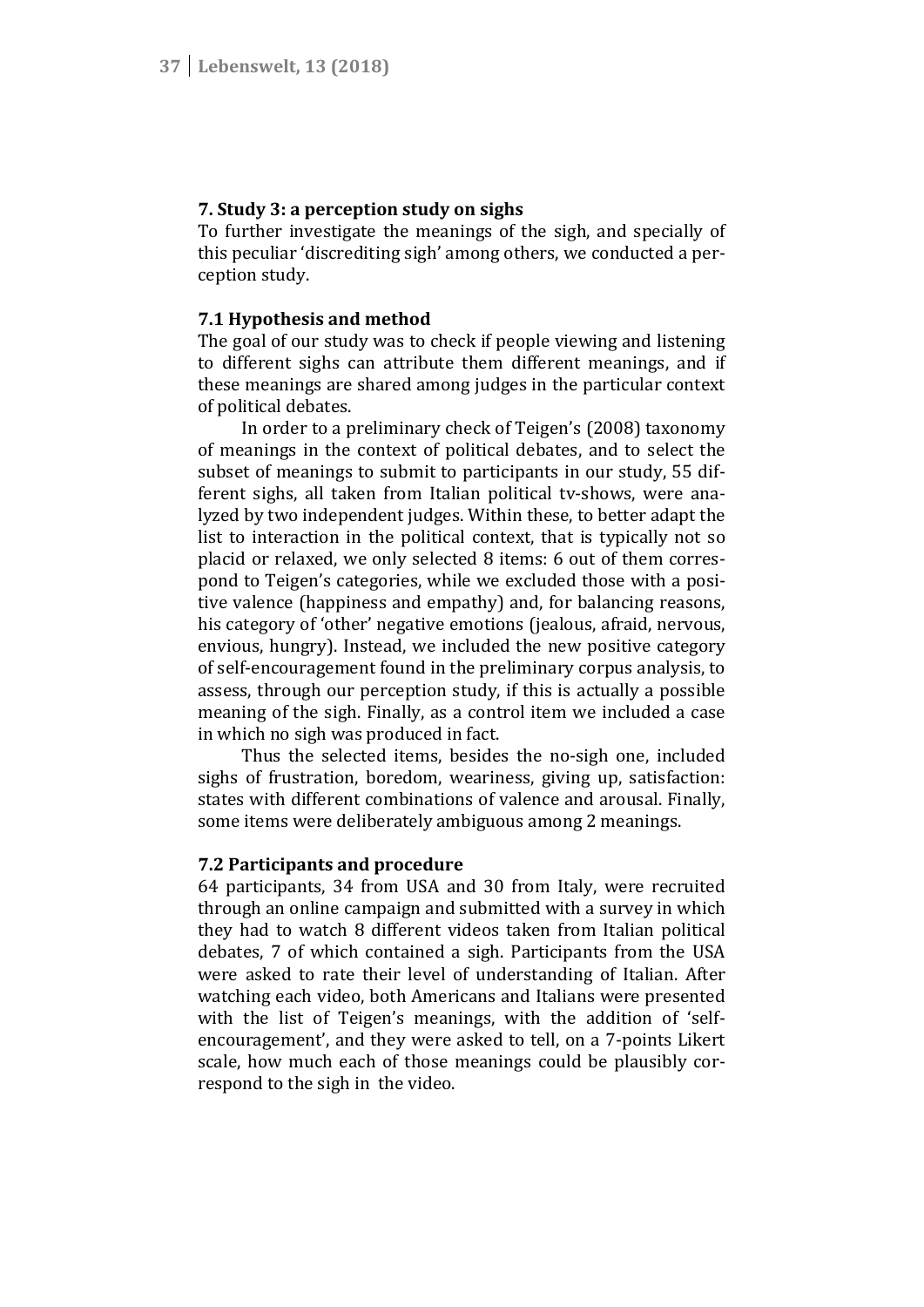## 7. Study 3: a perception study on sighs

To further investigate the meanings of the sigh, and specially of this peculiar 'discrediting sigh' among others, we conducted a perception study.

### 7.1 Hypothesis and method

The goal of our study was to check if people viewing and listening to different sighs can attribute them different meanings, and if these meanings are shared among judges in the particular context of political debates.

In order to a preliminary check of Teigen's (2008) taxonomy of meanings in the context of political debates, and to select the subset of meanings to submit to participants in our study, 55 different sighs, all taken from Italian political tv-shows, were analyzed by two independent judges. Within these, to better adapt the list to interaction in the political context, that is typically not so placid or relaxed, we only selected 8 items: 6 out of them correspond to Teigen's categories, while we excluded those with a positive valence (happiness and empathy) and, for balancing reasons, his category of 'other' negative emotions (jealous, afraid, nervous, envious, hungry). Instead, we included the new positive category of self-encouragement found in the preliminary corpus analysis, to assess, through our perception study, if this is actually a possible meaning of the sigh. Finally, as a control item we included a case in which no sigh was produced in fact.

Thus the selected items, besides the no-sigh one, included sighs of frustration, boredom, weariness, giving up, satisfaction: states with different combinations of valence and arousal. Finally, some items were deliberately ambiguous among 2 meanings.

### 7.2 Participants and procedure

64 participants, 34 from USA and 30 from Italy, were recruited through an online campaign and submitted with a survey in which they had to watch 8 different videos taken from Italian political debates, 7 of which contained a sigh. Participants from the USA were asked to rate their level of understanding of Italian. After watching each video, both Americans and Italians were presented with the list of Teigen's meanings, with the addition of 'self-encouragement', and they were asked to tell, on a 7-points Likert scale, how much each of those meanings could be plausibly correspond to the sigh in the video.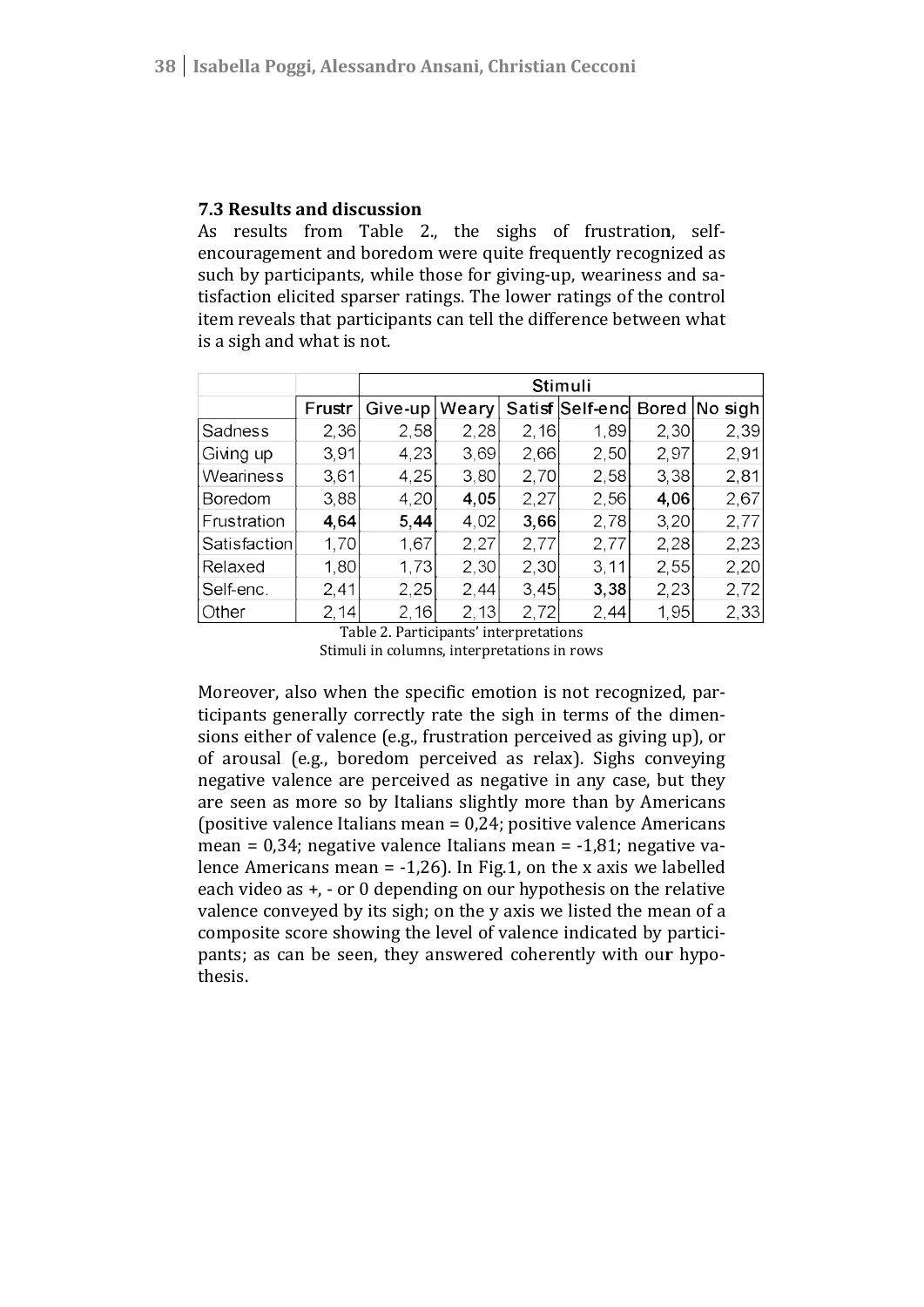### 7.3 Results and discussion

As results from Table 2., the sighs of frustration, self-encouragement and boredom were quite frequently recognized as such by participants, while those for giving-up, weariness and satisfaction elicited sparser ratings. The lower ratings of the control item reveals that participants can tell the difference between what is a sigh and what is not.

| | Stimuli | | | | | | |
|---|---|---|---|---|---|---|---|
| | Frustr | Give-up | Weary | Satisf | Self-enc | Bored | No sigh |
| Sadness | 2,36 | 2,58 | 2,28 | 2,16 | 1,89 | 2,30 | 2,39 |
| Giving up | 3,91 | 4,23 | 3,69 | 2,66 | 2,50 | 2,97 | 2,91 |
| Weariness | 3,61 | 4,25 | 3,80 | 2,70 | 2,58 | 3,38 | 2,81 |
| Boredom | 3,88 | 4,20 | **4,05** | 2,27 | 2,56 | **4,06** | 2,67 |
| Frustration | **4,64** | **5,44** | 4,02 | **3,66** | 2,78 | 3,20 | 2,77 |
| Satisfaction | 1,70 | 1,67 | 2,27 | 2,77 | 2,77 | 2,28 | 2,23 |
| Relaxed | 1,80 | 1,73 | 2,30 | 2,30 | 3,11 | 2,55 | 2,20 |
| Self-enc. | 2,41 | 2,25 | 2,44 | 3,45 | **3,38** | 2,23 | 2,72 |
| Other | 2,14 | 2,16 | 2,13 | 2,72 | 2,44 | 1,95 | 2,33 |

Table 2. Participants' interpretations
Stimuli in columns, interpretations in rows

Moreover, also when the specific emotion is not recognized, participants generally correctly rate the sigh in terms of the dimensions either of valence (e.g., frustration perceived as giving up), or of arousal (e.g., boredom perceived as relax). Sighs conveying negative valence are perceived as negative in any case, but they are seen as more so by Italians slightly more than by Americans (positive valence Italians mean = 0,24; positive valence Americans mean = 0,34; negative valence Italians mean = -1,81; negative valence Americans mean = -1,26). In Fig.1, on the x axis we labelled each video as +, - or 0 depending on our hypothesis on the relative valence conveyed by its sigh; on the y axis we listed the mean of a composite score showing the level of valence indicated by participants; as can be seen, they answered coherently with our hypothesis.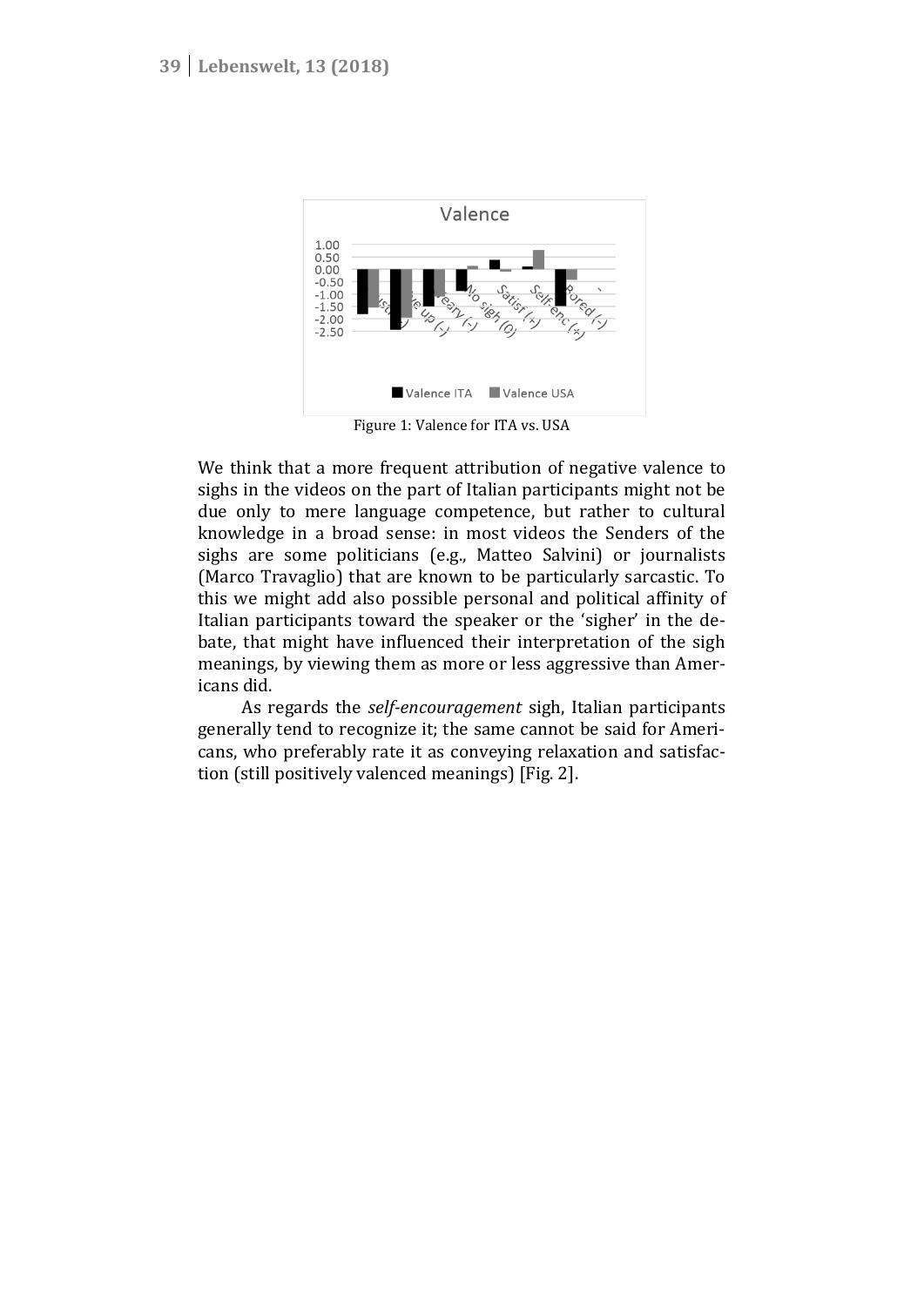Figure 1: Valence for ITA vs. USA

We think that a more frequent attribution of negative valence to sighs in the videos on the part of Italian participants might not be due only to mere language competence, but rather to cultural knowledge in a broad sense: in most videos the Senders of the sighs are some politicians (e.g., Matteo Salvini) or journalists (Marco Travaglio) that are known to be particularly sarcastic. To this we might add also possible personal and political affinity of Italian participants toward the speaker or the 'sigher' in the debate, that might have influenced their interpretation of the sigh meanings, by viewing them as more or less aggressive than Americans did.

As regards the *self-encouragement* sigh, Italian participants generally tend to recognize it; the same cannot be said for Americans, who preferably rate it as conveying relaxation and satisfaction (still positively valenced meanings) [Fig. 2].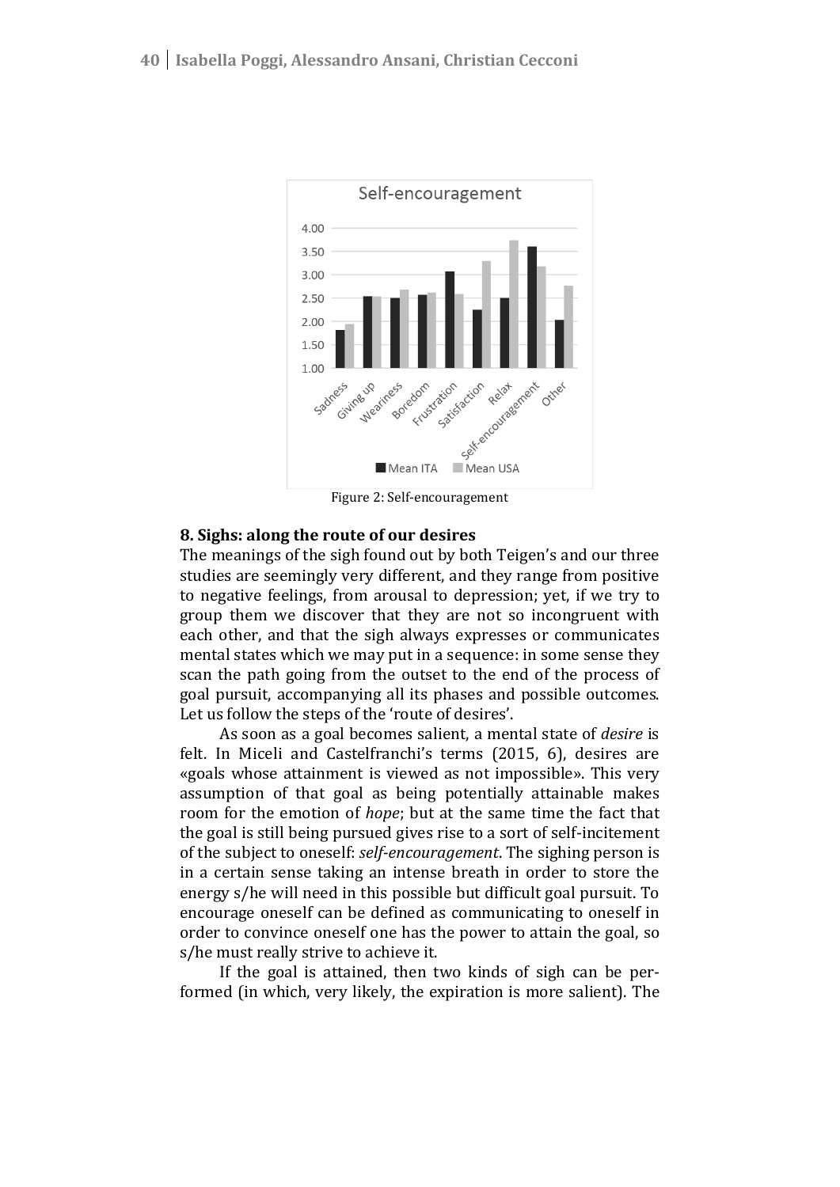Figure 2: Self-encouragement

## 8. Sighs: along the route of our desires

The meanings of the sigh found out by both Teigen's and our three studies are seemingly very different, and they range from positive to negative feelings, from arousal to depression; yet, if we try to group them we discover that they are not so incongruent with each other, and that the sigh always expresses or communicates mental states which we may put in a sequence: in some sense they scan the path going from the outset to the end of the process of goal pursuit, accompanying all its phases and possible outcomes. Let us follow the steps of the 'route of desires'.

As soon as a goal becomes salient, a mental state of *desire* is felt. In Miceli and Castelfranchi's terms (2015, 6), desires are «goals whose attainment is viewed as not impossible». This very assumption of that goal as being potentially attainable makes room for the emotion of *hope*; but at the same time the fact that the goal is still being pursued gives rise to a sort of self-incitement of the subject to oneself: *self-encouragement*. The sighing person is in a certain sense taking an intense breath in order to store the energy s/he will need in this possible but difficult goal pursuit. To encourage oneself can be defined as communicating to oneself in order to convince oneself one has the power to attain the goal, so s/he must really strive to achieve it.

If the goal is attained, then two kinds of sigh can be performed (in which, very likely, the expiration is more salient). The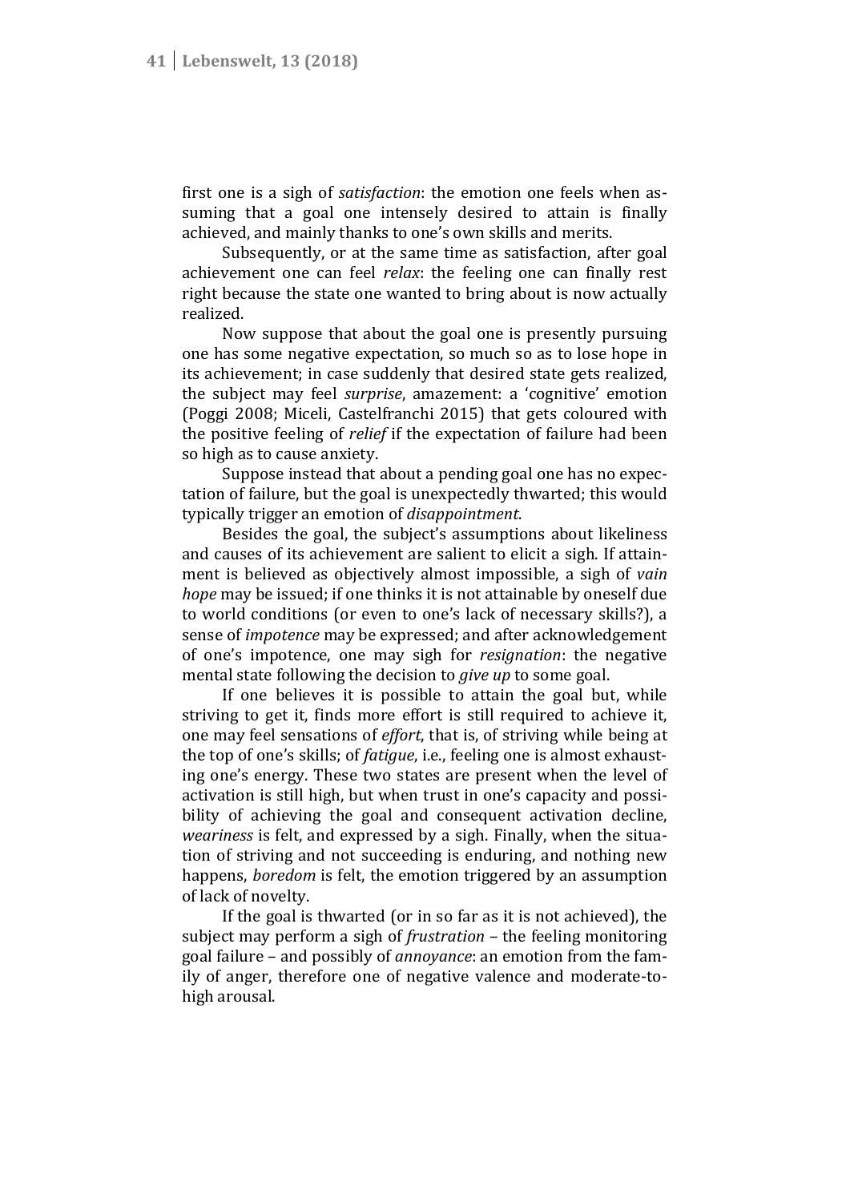first one is a sigh of *satisfaction*: the emotion one feels when assuming that a goal one intensely desired to attain is finally achieved, and mainly thanks to one's own skills and merits.

Subsequently, or at the same time as satisfaction, after goal achievement one can feel *relax*: the feeling one can finally rest right because the state one wanted to bring about is now actually realized.

Now suppose that about the goal one is presently pursuing one has some negative expectation, so much so as to lose hope in its achievement; in case suddenly that desired state gets realized, the subject may feel *surprise*, amazement: a 'cognitive' emotion (Poggi 2008; Miceli, Castelfranchi 2015) that gets coloured with the positive feeling of *relief* if the expectation of failure had been so high as to cause anxiety.

Suppose instead that about a pending goal one has no expectation of failure, but the goal is unexpectedly thwarted; this would typically trigger an emotion of *disappointment*.

Besides the goal, the subject's assumptions about likeliness and causes of its achievement are salient to elicit a sigh. If attainment is believed as objectively almost impossible, a sigh of *vain hope* may be issued; if one thinks it is not attainable by oneself due to world conditions (or even to one's lack of necessary skills?), a sense of *impotence* may be expressed; and after acknowledgement of one's impotence, one may sigh for *resignation*: the negative mental state following the decision to *give up* to some goal.

If one believes it is possible to attain the goal but, while striving to get it, finds more effort is still required to achieve it, one may feel sensations of *effort*, that is, of striving while being at the top of one's skills; of *fatigue*, i.e., feeling one is almost exhausting one's energy. These two states are present when the level of activation is still high, but when trust in one's capacity and possibility of achieving the goal and consequent activation decline, *weariness* is felt, and expressed by a sigh. Finally, when the situation of striving and not succeeding is enduring, and nothing new happens, *boredom* is felt, the emotion triggered by an assumption of lack of novelty.

If the goal is thwarted (or in so far as it is not achieved), the subject may perform a sigh of *frustration* – the feeling monitoring goal failure – and possibly of *annoyance*: an emotion from the family of anger, therefore one of negative valence and moderate-to-high arousal.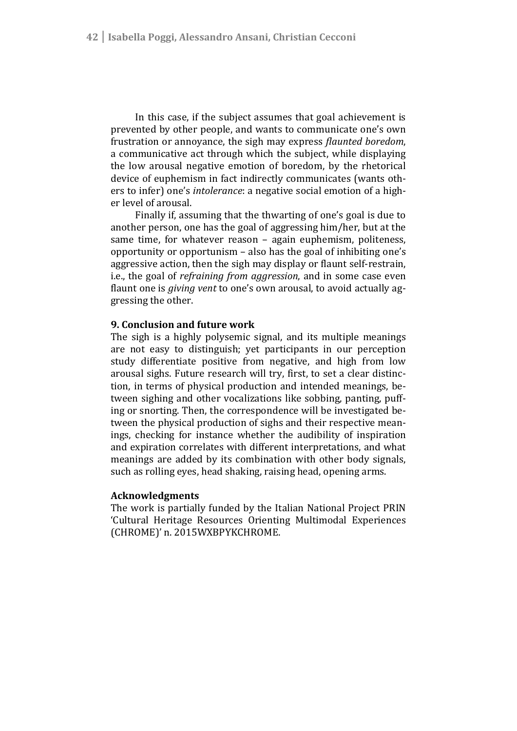In this case, if the subject assumes that goal achievement is prevented by other people, and wants to communicate one's own frustration or annoyance, the sigh may express *flaunted boredom*, a communicative act through which the subject, while displaying the low arousal negative emotion of boredom, by the rhetorical device of euphemism in fact indirectly communicates (wants others to infer) one's *intolerance*: a negative social emotion of a higher level of arousal.

Finally if, assuming that the thwarting of one's goal is due to another person, one has the goal of aggressing him/her, but at the same time, for whatever reason – again euphemism, politeness, opportunity or opportunism – also has the goal of inhibiting one's aggressive action, then the sigh may display or flaunt self-restrain, i.e., the goal of *refraining from aggression*, and in some case even flaunt one is *giving vent* to one's own arousal, to avoid actually aggressing the other.

## 9. Conclusion and future work

The sigh is a highly polysemic signal, and its multiple meanings are not easy to distinguish; yet participants in our perception study differentiate positive from negative, and high from low arousal sighs. Future research will try, first, to set a clear distinction, in terms of physical production and intended meanings, between sighing and other vocalizations like sobbing, panting, puffing or snorting. Then, the correspondence will be investigated between the physical production of sighs and their respective meanings, checking for instance whether the audibility of inspiration and expiration correlates with different interpretations, and what meanings are added by its combination with other body signals, such as rolling eyes, head shaking, raising head, opening arms.

## Acknowledgments

The work is partially funded by the Italian National Project PRIN 'Cultural Heritage Resources Orienting Multimodal Experiences (CHROME)' n. 2015WXBPYKCHROME.